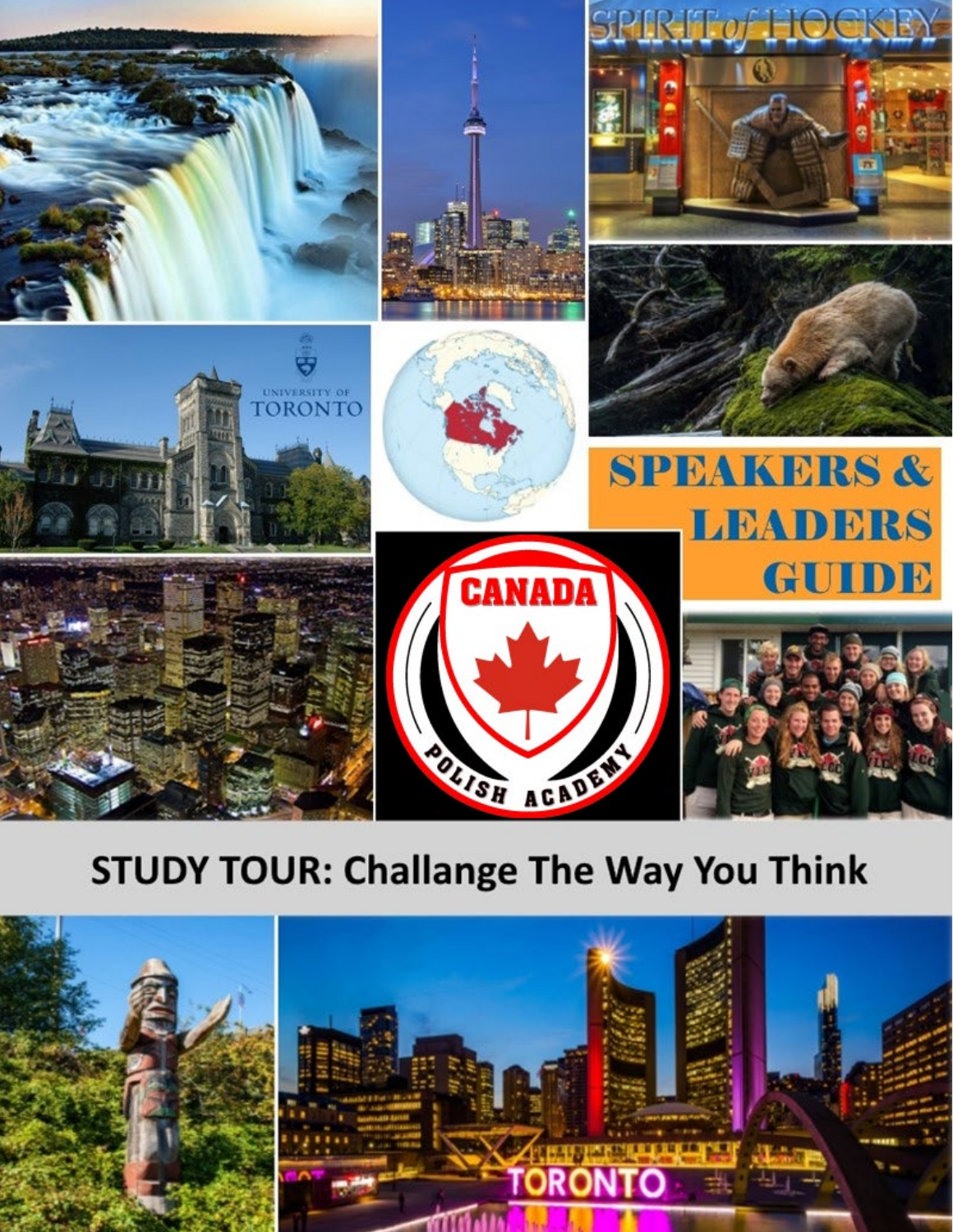# SPEAKERS & LEADERS GUIDE

## STUDY TOUR: Challange The Way You Think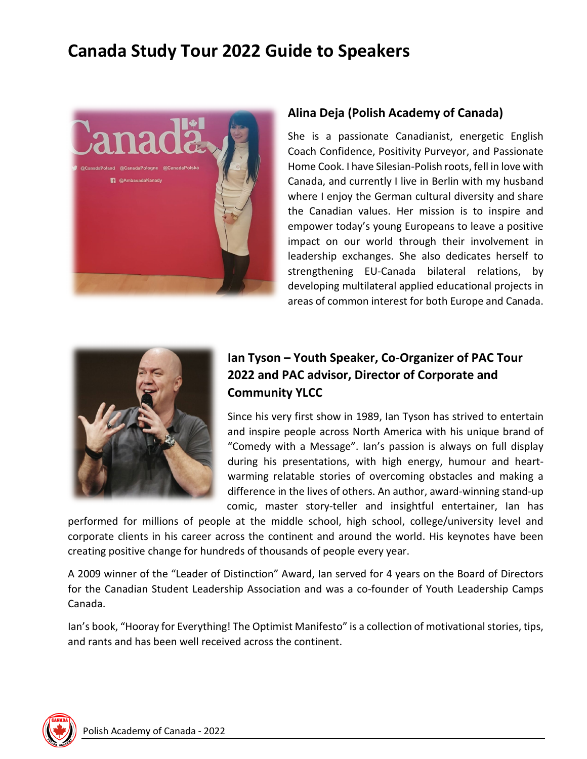# Canada Study Tour 2022 Guide to Speakers

## Alina Deja (Polish Academy of Canada)

She is a passionate Canadianist, energetic English Coach Confidence, Positivity Purveyor, and Passionate Home Cook. I have Silesian-Polish roots, fell in love with Canada, and currently I live in Berlin with my husband where I enjoy the German cultural diversity and share the Canadian values. Her mission is to inspire and empower today's young Europeans to leave a positive impact on our world through their involvement in leadership exchanges. She also dedicates herself to strengthening EU-Canada bilateral relations, by developing multilateral applied educational projects in areas of common interest for both Europe and Canada.

## Ian Tyson – Youth Speaker, Co-Organizer of PAC Tour 2022 and PAC advisor, Director of Corporate and Community YLCC

Since his very first show in 1989, Ian Tyson has strived to entertain and inspire people across North America with his unique brand of "Comedy with a Message". Ian's passion is always on full display during his presentations, with high energy, humour and heart-warming relatable stories of overcoming obstacles and making a difference in the lives of others. An author, award-winning stand-up comic, master story-teller and insightful entertainer, Ian has performed for millions of people at the middle school, high school, college/university level and corporate clients in his career across the continent and around the world. His keynotes have been creating positive change for hundreds of thousands of people every year.

A 2009 winner of the "Leader of Distinction" Award, Ian served for 4 years on the Board of Directors for the Canadian Student Leadership Association and was a co-founder of Youth Leadership Camps Canada.

Ian's book, "Hooray for Everything! The Optimist Manifesto" is a collection of motivational stories, tips, and rants and has been well received across the continent.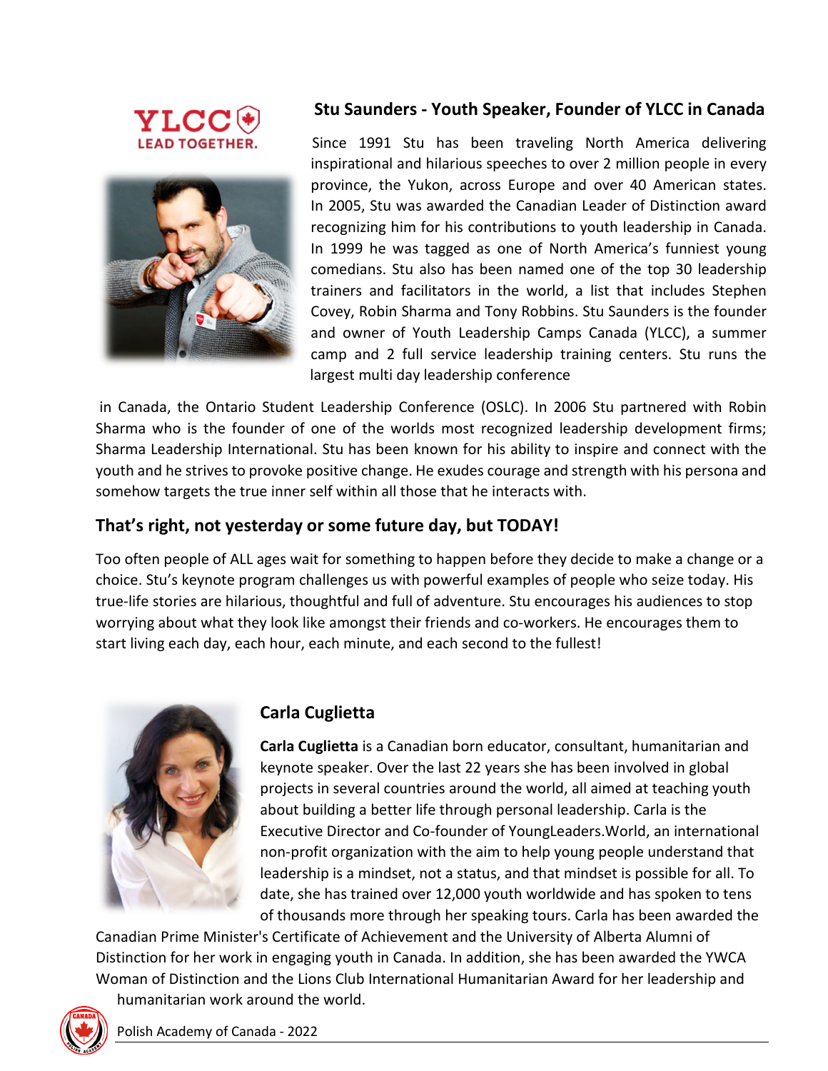## Stu Saunders - Youth Speaker, Founder of YLCC in Canada

Since 1991 Stu has been traveling North America delivering inspirational and hilarious speeches to over 2 million people in every province, the Yukon, across Europe and over 40 American states. In 2005, Stu was awarded the Canadian Leader of Distinction award recognizing him for his contributions to youth leadership in Canada. In 1999 he was tagged as one of North America's funniest young comedians. Stu also has been named one of the top 30 leadership trainers and facilitators in the world, a list that includes Stephen Covey, Robin Sharma and Tony Robbins. Stu Saunders is the founder and owner of Youth Leadership Camps Canada (YLCC), a summer camp and 2 full service leadership training centers. Stu runs the largest multi day leadership conference in Canada, the Ontario Student Leadership Conference (OSLC). In 2006 Stu partnered with Robin Sharma who is the founder of one of the worlds most recognized leadership development firms; Sharma Leadership International. Stu has been known for his ability to inspire and connect with the youth and he strives to provoke positive change. He exudes courage and strength with his persona and somehow targets the true inner self within all those that he interacts with.

## That's right, not yesterday or some future day, but TODAY!

Too often people of ALL ages wait for something to happen before they decide to make a change or a choice. Stu's keynote program challenges us with powerful examples of people who seize today. His true-life stories are hilarious, thoughtful and full of adventure. Stu encourages his audiences to stop worrying about what they look like amongst their friends and co-workers. He encourages them to start living each day, each hour, each minute, and each second to the fullest!

## Carla Cuglietta

**Carla Cuglietta** is a Canadian born educator, consultant, humanitarian and keynote speaker. Over the last 22 years she has been involved in global projects in several countries around the world, all aimed at teaching youth about building a better life through personal leadership. Carla is the Executive Director and Co-founder of YoungLeaders.World, an international non-profit organization with the aim to help young people understand that leadership is a mindset, not a status, and that mindset is possible for all. To date, she has trained over 12,000 youth worldwide and has spoken to tens of thousands more through her speaking tours. Carla has been awarded the Canadian Prime Minister's Certificate of Achievement and the University of Alberta Alumni of Distinction for her work in engaging youth in Canada. In addition, she has been awarded the YWCA Woman of Distinction and the Lions Club International Humanitarian Award for her leadership and humanitarian work around the world.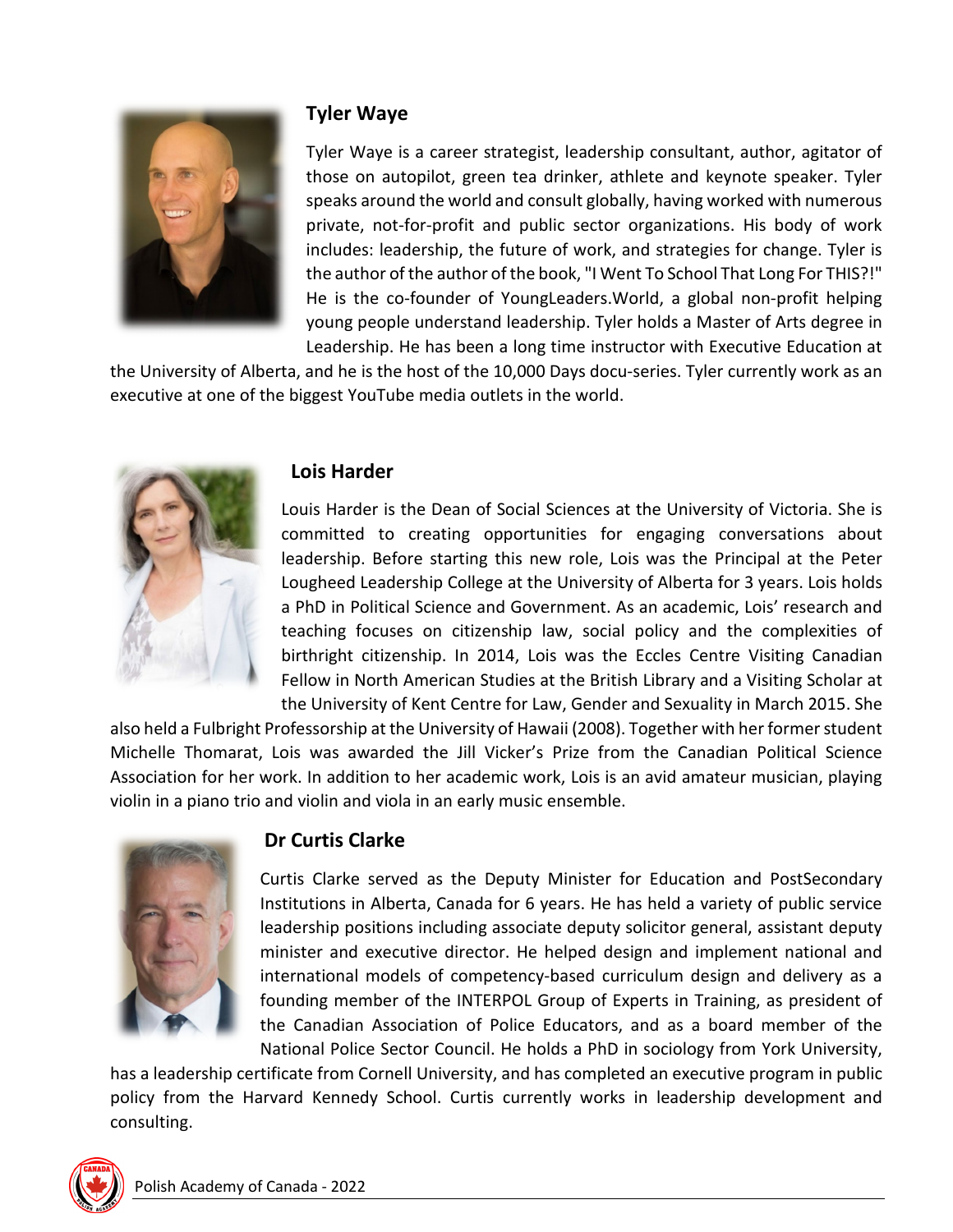### Tyler Waye

Tyler Waye is a career strategist, leadership consultant, author, agitator of those on autopilot, green tea drinker, athlete and keynote speaker. Tyler speaks around the world and consult globally, having worked with numerous private, not-for-profit and public sector organizations. His body of work includes: leadership, the future of work, and strategies for change. Tyler is the author of the author of the book, "I Went To School That Long For THIS?!" He is the co-founder of YoungLeaders.World, a global non-profit helping young people understand leadership. Tyler holds a Master of Arts degree in Leadership. He has been a long time instructor with Executive Education at the University of Alberta, and he is the host of the 10,000 Days docu-series. Tyler currently work as an executive at one of the biggest YouTube media outlets in the world.

### Lois Harder

Louis Harder is the Dean of Social Sciences at the University of Victoria. She is committed to creating opportunities for engaging conversations about leadership. Before starting this new role, Lois was the Principal at the Peter Lougheed Leadership College at the University of Alberta for 3 years. Lois holds a PhD in Political Science and Government. As an academic, Lois' research and teaching focuses on citizenship law, social policy and the complexities of birthright citizenship. In 2014, Lois was the Eccles Centre Visiting Canadian Fellow in North American Studies at the British Library and a Visiting Scholar at the University of Kent Centre for Law, Gender and Sexuality in March 2015. She also held a Fulbright Professorship at the University of Hawaii (2008). Together with her former student Michelle Thomarat, Lois was awarded the Jill Vicker's Prize from the Canadian Political Science Association for her work. In addition to her academic work, Lois is an avid amateur musician, playing violin in a piano trio and violin and viola in an early music ensemble.

### Dr Curtis Clarke

Curtis Clarke served as the Deputy Minister for Education and PostSecondary Institutions in Alberta, Canada for 6 years. He has held a variety of public service leadership positions including associate deputy solicitor general, assistant deputy minister and executive director. He helped design and implement national and international models of competency-based curriculum design and delivery as a founding member of the INTERPOL Group of Experts in Training, as president of the Canadian Association of Police Educators, and as a board member of the National Police Sector Council. He holds a PhD in sociology from York University, has a leadership certificate from Cornell University, and has completed an executive program in public policy from the Harvard Kennedy School. Curtis currently works in leadership development and consulting.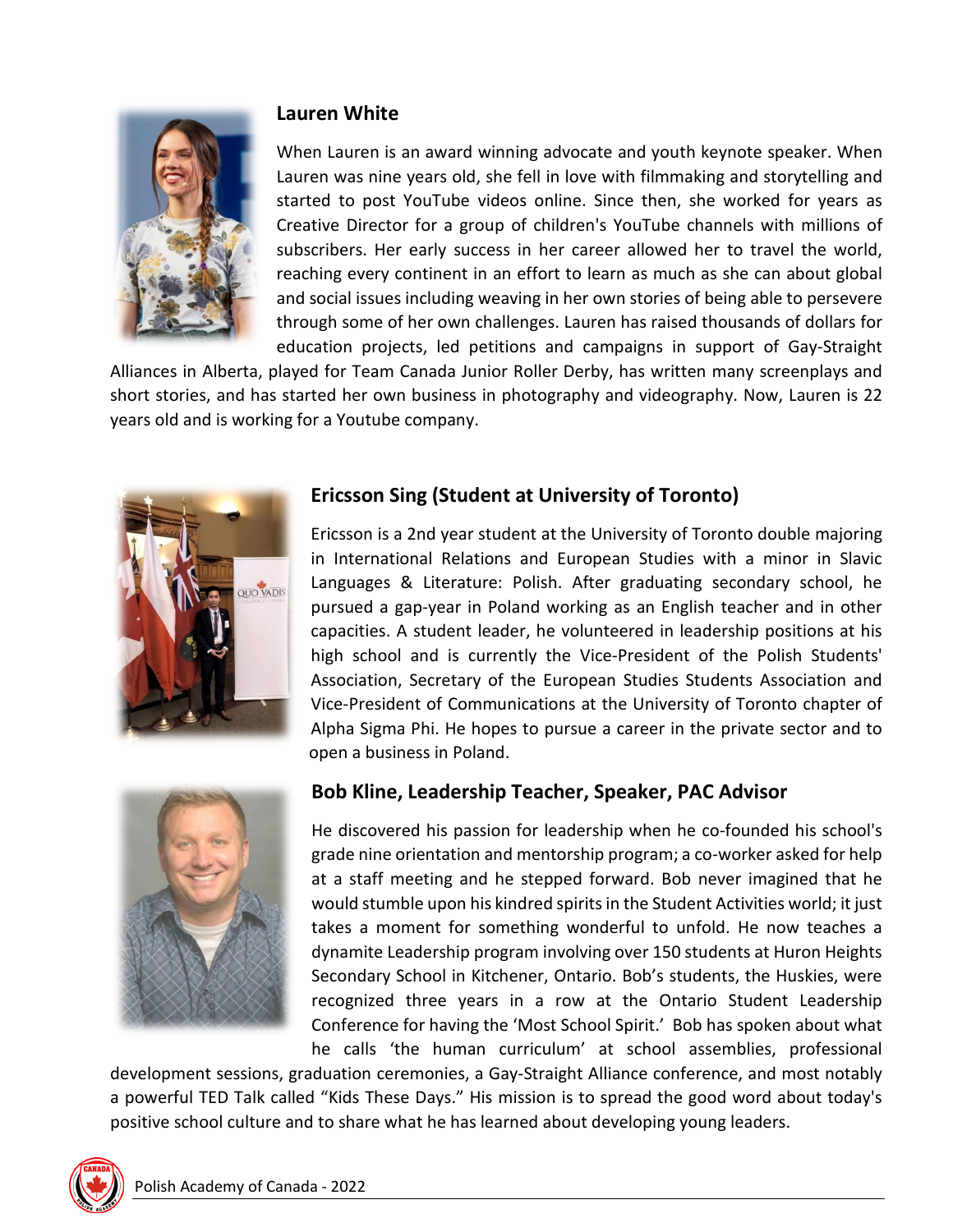### Lauren White

When Lauren is an award winning advocate and youth keynote speaker. When Lauren was nine years old, she fell in love with filmmaking and storytelling and started to post YouTube videos online. Since then, she worked for years as Creative Director for a group of children's YouTube channels with millions of subscribers. Her early success in her career allowed her to travel the world, reaching every continent in an effort to learn as much as she can about global and social issues including weaving in her own stories of being able to persevere through some of her own challenges. Lauren has raised thousands of dollars for education projects, led petitions and campaigns in support of Gay-Straight Alliances in Alberta, played for Team Canada Junior Roller Derby, has written many screenplays and short stories, and has started her own business in photography and videography. Now, Lauren is 22 years old and is working for a Youtube company.

### Ericsson Sing (Student at University of Toronto)

Ericsson is a 2nd year student at the University of Toronto double majoring in International Relations and European Studies with a minor in Slavic Languages & Literature: Polish. After graduating secondary school, he pursued a gap-year in Poland working as an English teacher and in other capacities. A student leader, he volunteered in leadership positions at his high school and is currently the Vice-President of the Polish Students' Association, Secretary of the European Studies Students Association and Vice-President of Communications at the University of Toronto chapter of Alpha Sigma Phi. He hopes to pursue a career in the private sector and to open a business in Poland.

### Bob Kline, Leadership Teacher, Speaker, PAC Advisor

He discovered his passion for leadership when he co-founded his school's grade nine orientation and mentorship program; a co-worker asked for help at a staff meeting and he stepped forward. Bob never imagined that he would stumble upon his kindred spirits in the Student Activities world; it just takes a moment for something wonderful to unfold. He now teaches a dynamite Leadership program involving over 150 students at Huron Heights Secondary School in Kitchener, Ontario. Bob's students, the Huskies, were recognized three years in a row at the Ontario Student Leadership Conference for having the 'Most School Spirit.' Bob has spoken about what he calls 'the human curriculum' at school assemblies, professional development sessions, graduation ceremonies, a Gay-Straight Alliance conference, and most notably a powerful TED Talk called "Kids These Days." His mission is to spread the good word about today's positive school culture and to share what he has learned about developing young leaders.